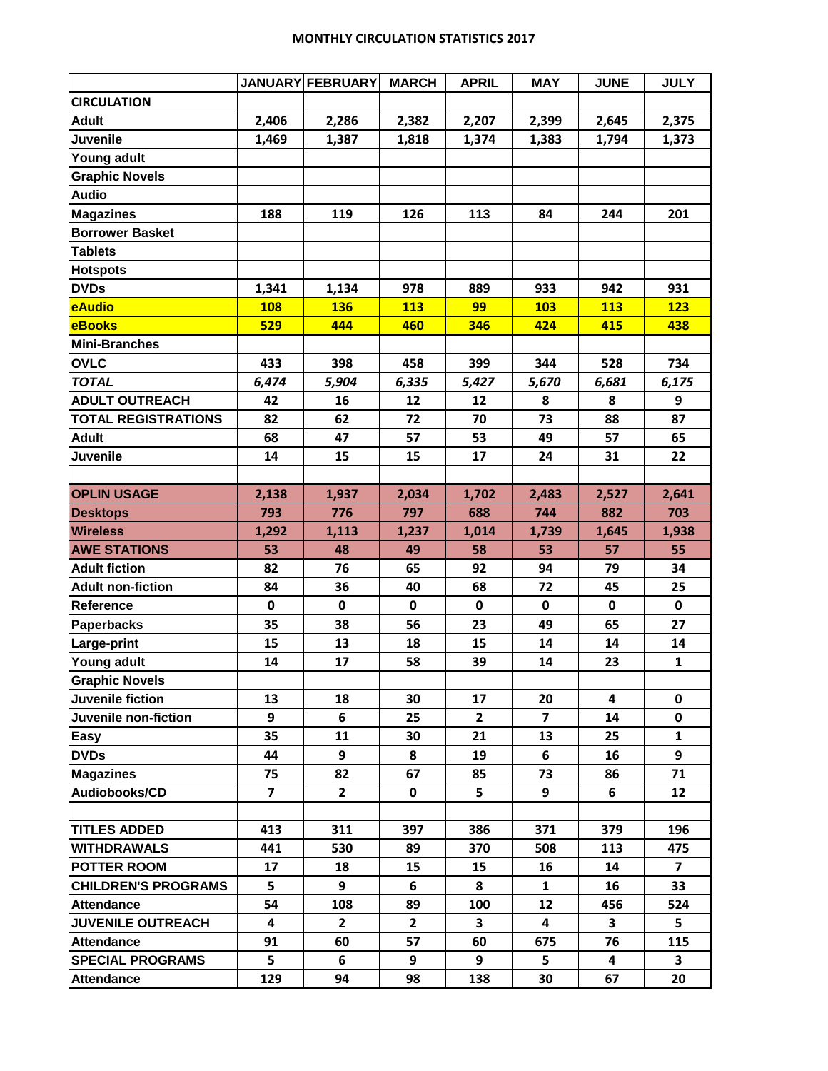## MONTHLY CIRCULATION STATISTICS 2017

| | JANUARY | FEBRUARY | MARCH | APRIL | MAY | JUNE | JULY |
|---|---|---|---|---|---|---|---|
| **CIRCULATION** | | | | | | | |
| **Adult** | 2,406 | 2,286 | 2,382 | 2,207 | 2,399 | 2,645 | 2,375 |
| **Juvenile** | 1,469 | 1,387 | 1,818 | 1,374 | 1,383 | 1,794 | 1,373 |
| **Young adult** | | | | | | | |
| **Graphic Novels** | | | | | | | |
| **Audio** | | | | | | | |
| **Magazines** | 188 | 119 | 126 | 113 | 84 | 244 | 201 |
| **Borrower Basket** | | | | | | | |
| **Tablets** | | | | | | | |
| **Hotspots** | | | | | | | |
| **DVDs** | 1,341 | 1,134 | 978 | 889 | 933 | 942 | 931 |
| **eAudio** | 108 | 136 | 113 | 99 | 103 | 113 | 123 |
| **eBooks** | 529 | 444 | 460 | 346 | 424 | 415 | 438 |
| **Mini-Branches** | | | | | | | |
| **OVLC** | 433 | 398 | 458 | 399 | 344 | 528 | 734 |
| ***TOTAL*** | *6,474* | *5,904* | *6,335* | *5,427* | *5,670* | *6,681* | *6,175* |
| **ADULT OUTREACH** | 42 | 16 | 12 | 12 | 8 | 8 | 9 |
| **TOTAL REGISTRATIONS** | 82 | 62 | 72 | 70 | 73 | 88 | 87 |
| **Adult** | 68 | 47 | 57 | 53 | 49 | 57 | 65 |
| **Juvenile** | 14 | 15 | 15 | 17 | 24 | 31 | 22 |
| | | | | | | | |
| **OPLIN USAGE** | 2,138 | 1,937 | 2,034 | 1,702 | 2,483 | 2,527 | 2,641 |
| **Desktops** | 793 | 776 | 797 | 688 | 744 | 882 | 703 |
| **Wireless** | 1,292 | 1,113 | 1,237 | 1,014 | 1,739 | 1,645 | 1,938 |
| **AWE STATIONS** | 53 | 48 | 49 | 58 | 53 | 57 | 55 |
| **Adult fiction** | 82 | 76 | 65 | 92 | 94 | 79 | 34 |
| **Adult non-fiction** | 84 | 36 | 40 | 68 | 72 | 45 | 25 |
| **Reference** | 0 | 0 | 0 | 0 | 0 | 0 | 0 |
| **Paperbacks** | 35 | 38 | 56 | 23 | 49 | 65 | 27 |
| **Large-print** | 15 | 13 | 18 | 15 | 14 | 14 | 14 |
| **Young adult** | 14 | 17 | 58 | 39 | 14 | 23 | 1 |
| **Graphic Novels** | | | | | | | |
| **Juvenile fiction** | 13 | 18 | 30 | 17 | 20 | 4 | 0 |
| **Juvenile non-fiction** | 9 | 6 | 25 | 2 | 7 | 14 | 0 |
| **Easy** | 35 | 11 | 30 | 21 | 13 | 25 | 1 |
| **DVDs** | 44 | 9 | 8 | 19 | 6 | 16 | 9 |
| **Magazines** | 75 | 82 | 67 | 85 | 73 | 86 | 71 |
| **Audiobooks/CD** | 7 | 2 | 0 | 5 | 9 | 6 | 12 |
| | | | | | | | |
| **TITLES ADDED** | 413 | 311 | 397 | 386 | 371 | 379 | 196 |
| **WITHDRAWALS** | 441 | 530 | 89 | 370 | 508 | 113 | 475 |
| **POTTER ROOM** | 17 | 18 | 15 | 15 | 16 | 14 | 7 |
| **CHILDREN'S PROGRAMS** | 5 | 9 | 6 | 8 | 1 | 16 | 33 |
| **Attendance** | 54 | 108 | 89 | 100 | 12 | 456 | 524 |
| **JUVENILE OUTREACH** | 4 | 2 | 2 | 3 | 4 | 3 | 5 |
| **Attendance** | 91 | 60 | 57 | 60 | 675 | 76 | 115 |
| **SPECIAL PROGRAMS** | 5 | 6 | 9 | 9 | 5 | 4 | 3 |
| **Attendance** | 129 | 94 | 98 | 138 | 30 | 67 | 20 |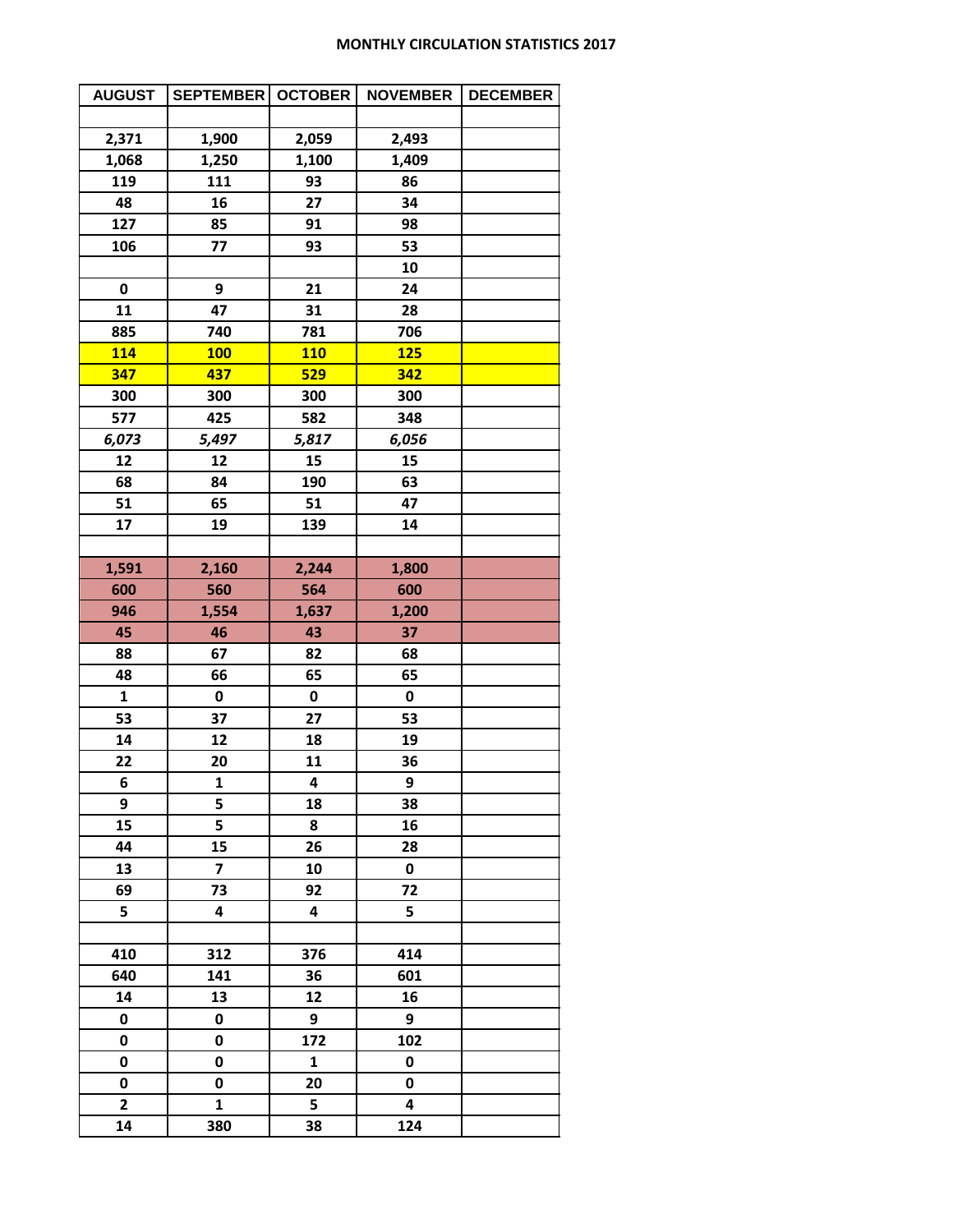MONTHLY CIRCULATION STATISTICS 2017

| AUGUST | SEPTEMBER | OCTOBER | NOVEMBER | DECEMBER |
|---|---|---|---|---|
| | | | | |
| 2,371 | 1,900 | 2,059 | 2,493 | |
| 1,068 | 1,250 | 1,100 | 1,409 | |
| 119 | 111 | 93 | 86 | |
| 48 | 16 | 27 | 34 | |
| 127 | 85 | 91 | 98 | |
| 106 | 77 | 93 | 53 | |
| | | | 10 | |
| 0 | 9 | 21 | 24 | |
| 11 | 47 | 31 | 28 | |
| 885 | 740 | 781 | 706 | |
| 114 | 100 | 110 | 125 | |
| 347 | 437 | 529 | 342 | |
| 300 | 300 | 300 | 300 | |
| 577 | 425 | 582 | 348 | |
| *6,073* | *5,497* | *5,817* | *6,056* | |
| 12 | 12 | 15 | 15 | |
| 68 | 84 | 190 | 63 | |
| 51 | 65 | 51 | 47 | |
| 17 | 19 | 139 | 14 | |
| | | | | |
| 1,591 | 2,160 | 2,244 | 1,800 | |
| 600 | 560 | 564 | 600 | |
| 946 | 1,554 | 1,637 | 1,200 | |
| 45 | 46 | 43 | 37 | |
| 88 | 67 | 82 | 68 | |
| 48 | 66 | 65 | 65 | |
| 1 | 0 | 0 | 0 | |
| 53 | 37 | 27 | 53 | |
| 14 | 12 | 18 | 19 | |
| 22 | 20 | 11 | 36 | |
| 6 | 1 | 4 | 9 | |
| 9 | 5 | 18 | 38 | |
| 15 | 5 | 8 | 16 | |
| 44 | 15 | 26 | 28 | |
| 13 | 7 | 10 | 0 | |
| 69 | 73 | 92 | 72 | |
| 5 | 4 | 4 | 5 | |
| | | | | |
| 410 | 312 | 376 | 414 | |
| 640 | 141 | 36 | 601 | |
| 14 | 13 | 12 | 16 | |
| 0 | 0 | 9 | 9 | |
| 0 | 0 | 172 | 102 | |
| 0 | 0 | 1 | 0 | |
| 0 | 0 | 20 | 0 | |
| 2 | 1 | 5 | 4 | |
| 14 | 380 | 38 | 124 | |